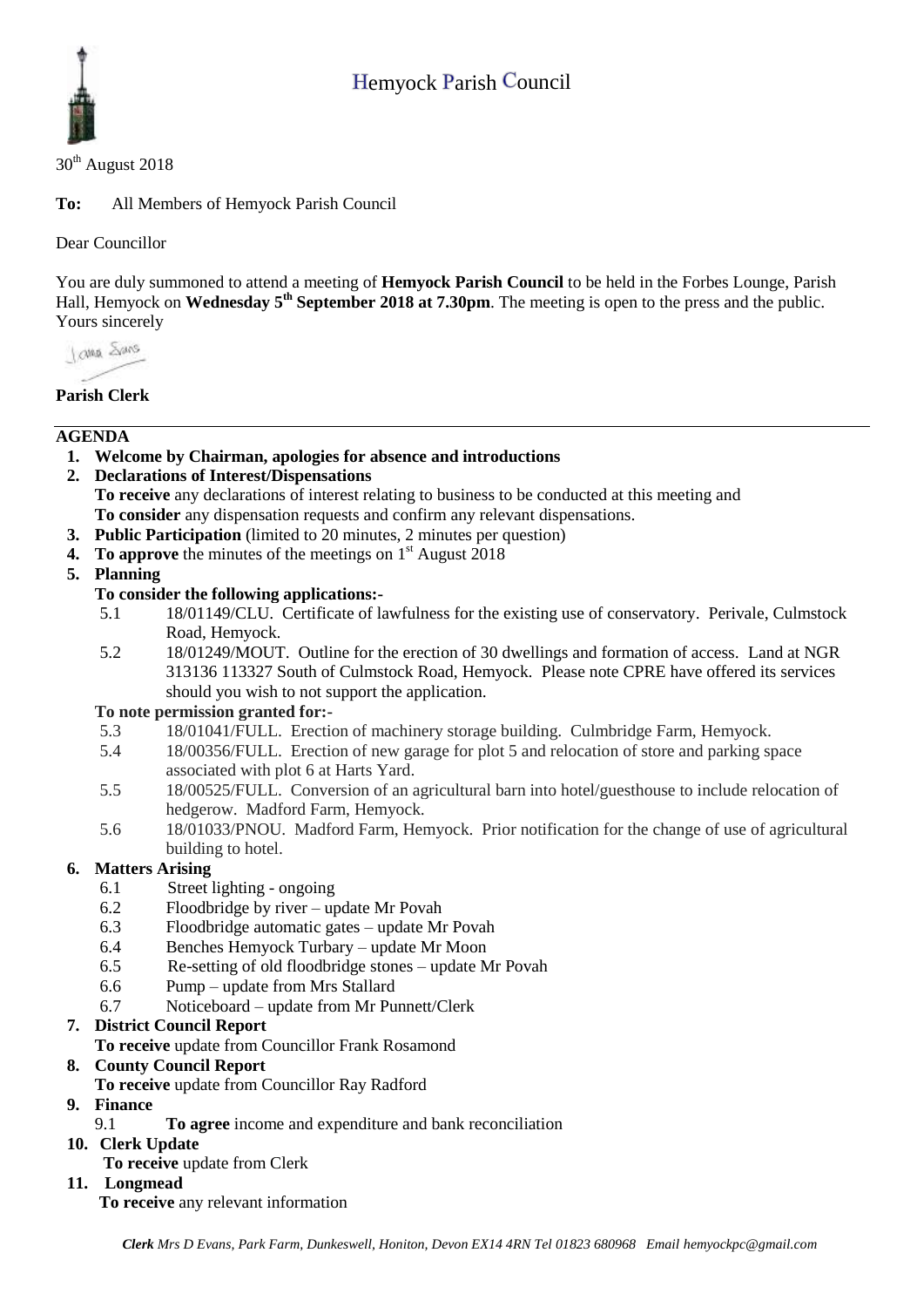# Hemyock Parish Council

30th August 2018

**To:** All Members of Hemyock Parish Council

Dear Councillor

You are duly summoned to attend a meeting of **Hemyock Parish Council** to be held in the Forbes Lounge, Parish Hall, Hemyock on **Wednesday 5th September 2018 at 7.30pm**. The meeting is open to the press and the public.
Yours sincerely

**Parish Clerk**

---

## AGENDA

1. **Welcome by Chairman, apologies for absence and introductions**
2. **Declarations of Interest/Dispensations**
   **To receive** any declarations of interest relating to business to be conducted at this meeting and
   **To consider** any dispensation requests and confirm any relevant dispensations.
3. **Public Participation** (limited to 20 minutes, 2 minutes per question)
4. **To approve** the minutes of the meetings on 1st August 2018
5. **Planning**
   **To consider the following applications:-**
   - 5.1 18/01149/CLU. Certificate of lawfulness for the existing use of conservatory. Perivale, Culmstock Road, Hemyock.
   - 5.2 18/01249/MOUT. Outline for the erection of 30 dwellings and formation of access. Land at NGR 313136 113327 South of Culmstock Road, Hemyock. Please note CPRE have offered its services should you wish to not support the application.

   **To note permission granted for:-**
   - 5.3 18/01041/FULL. Erection of machinery storage building. Culmbridge Farm, Hemyock.
   - 5.4 18/00356/FULL. Erection of new garage for plot 5 and relocation of store and parking space associated with plot 6 at Harts Yard.
   - 5.5 18/00525/FULL. Conversion of an agricultural barn into hotel/guesthouse to include relocation of hedgerow. Madford Farm, Hemyock.
   - 5.6 18/01033/PNOU. Madford Farm, Hemyock. Prior notification for the change of use of agricultural building to hotel.
6. **Matters Arising**
   - 6.1 Street lighting - ongoing
   - 6.2 Floodbridge by river – update Mr Povah
   - 6.3 Floodbridge automatic gates – update Mr Povah
   - 6.4 Benches Hemyock Turbary – update Mr Moon
   - 6.5 Re-setting of old floodbridge stones – update Mr Povah
   - 6.6 Pump – update from Mrs Stallard
   - 6.7 Noticeboard – update from Mr Punnett/Clerk
7. **District Council Report**
   **To receive** update from Councillor Frank Rosamond
8. **County Council Report**
   **To receive** update from Councillor Ray Radford
9. **Finance**
   - 9.1 **To agree** income and expenditure and bank reconciliation
10. **Clerk Update**
    **To receive** update from Clerk
11. **Longmead**
    **To receive** any relevant information

*Clerk Mrs D Evans, Park Farm, Dunkeswell, Honiton, Devon EX14 4RN Tel 01823 680968 Email hemyockpc@gmail.com*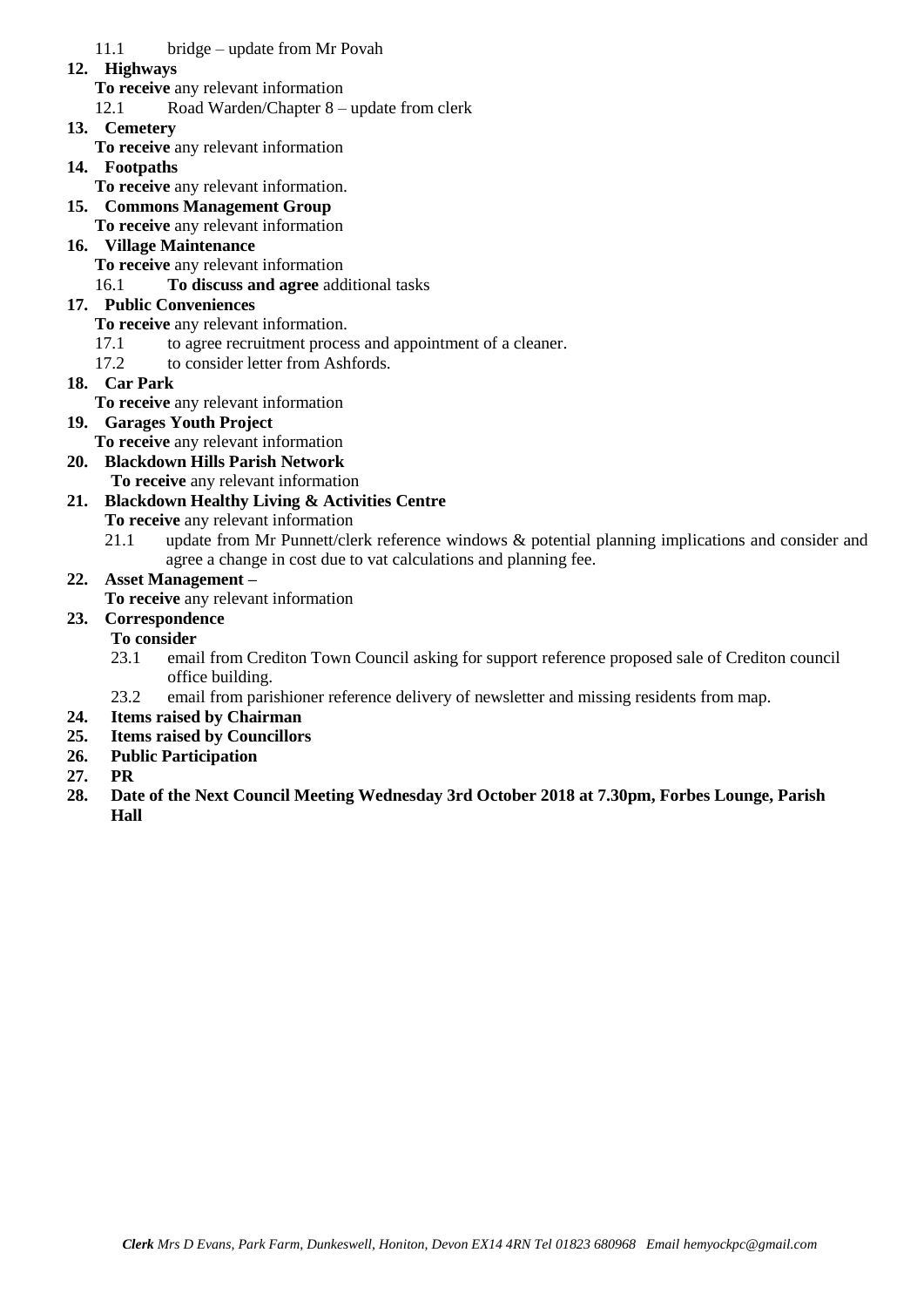11.1 bridge – update from Mr Povah

**12. Highways**

**To receive** any relevant information

12.1 Road Warden/Chapter 8 – update from clerk

**13. Cemetery**

**To receive** any relevant information

**14. Footpaths**

**To receive** any relevant information.

**15. Commons Management Group**

**To receive** any relevant information

**16. Village Maintenance**

**To receive** any relevant information

16.1 **To discuss and agree** additional tasks

**17. Public Conveniences**

**To receive** any relevant information.

17.1 to agree recruitment process and appointment of a cleaner.

17.2 to consider letter from Ashfords.

**18. Car Park**

**To receive** any relevant information

**19. Garages Youth Project**

**To receive** any relevant information

**20. Blackdown Hills Parish Network**

**To receive** any relevant information

**21. Blackdown Healthy Living & Activities Centre**

**To receive** any relevant information

21.1 update from Mr Punnett/clerk reference windows & potential planning implications and consider and agree a change in cost due to vat calculations and planning fee.

**22. Asset Management –**

**To receive** any relevant information

**23. Correspondence**

**To consider**

23.1 email from Crediton Town Council asking for support reference proposed sale of Crediton council office building.

23.2 email from parishioner reference delivery of newsletter and missing residents from map.

**24. Items raised by Chairman**

**25. Items raised by Councillors**

**26. Public Participation**

**27. PR**

**28. Date of the Next Council Meeting Wednesday 3rd October 2018 at 7.30pm, Forbes Lounge, Parish Hall**

***Clerk** Mrs D Evans, Park Farm, Dunkeswell, Honiton, Devon EX14 4RN Tel 01823 680968 Email hemyockpc@gmail.com*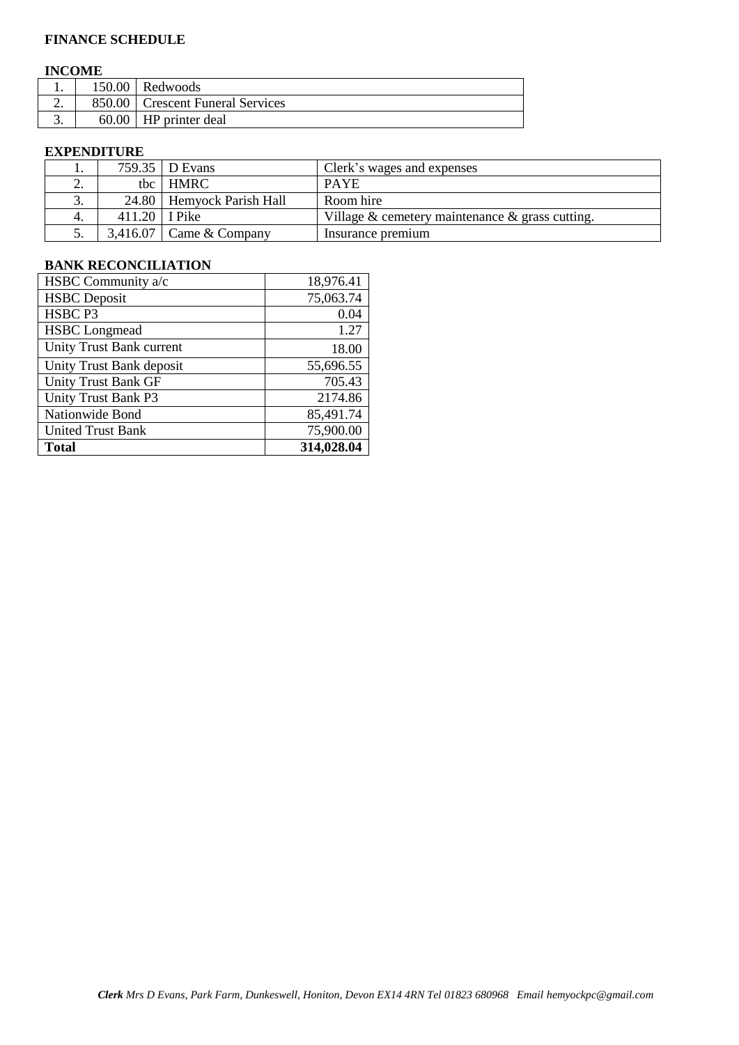**FINANCE SCHEDULE**

**INCOME**

| | | |
|---|---|---|
| 1. | 150.00 | Redwoods |
| 2. | 850.00 | Crescent Funeral Services |
| 3. | 60.00 | HP printer deal |

**EXPENDITURE**

| | | | |
|---|---|---|---|
| 1. | 759.35 | D Evans | Clerk's wages and expenses |
| 2. | tbc | HMRC | PAYE |
| 3. | 24.80 | Hemyock Parish Hall | Room hire |
| 4. | 411.20 | I Pike | Village & cemetery maintenance & grass cutting. |
| 5. | 3,416.07 | Came & Company | Insurance premium |

**BANK RECONCILIATION**

| | |
|---|---|
| HSBC Community a/c | 18,976.41 |
| HSBC Deposit | 75,063.74 |
| HSBC P3 | 0.04 |
| HSBC Longmead | 1.27 |
| Unity Trust Bank current | 18.00 |
| Unity Trust Bank deposit | 55,696.55 |
| Unity Trust Bank GF | 705.43 |
| Unity Trust Bank P3 | 2174.86 |
| Nationwide Bond | 85,491.74 |
| United Trust Bank | 75,900.00 |
| **Total** | **314,028.04** |

***Clerk*** *Mrs D Evans, Park Farm, Dunkeswell, Honiton, Devon EX14 4RN Tel 01823 680968 Email hemyockpc@gmail.com*